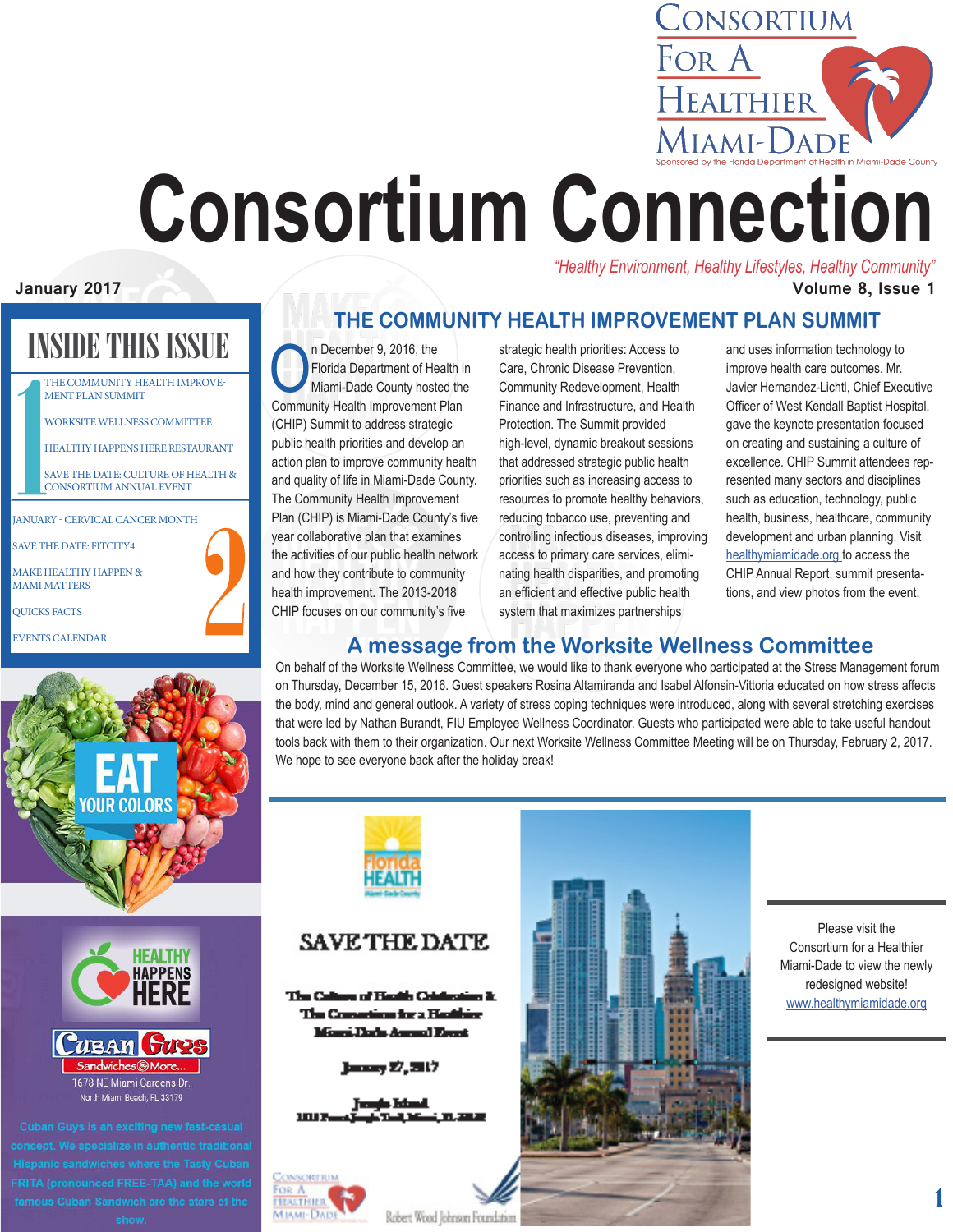Consortium For A Healthier Miami-Dade

Sponsored by the Florida Department of Health in Miami-Dade County

# Consortium Connection

*"Healthy Environment, Healthy Lifestyles, Healthy Community"*

**January 2017** **Volume 8, Issue 1**

## INSIDE THIS ISSUE

**1**

- THE COMMUNITY HEALTH IMPROVEMENT PLAN SUMMIT
- WORKSITE WELLNESS COMMITTEE
- HEALTHY HAPPENS HERE RESTAURANT
- SAVE THE DATE: CULTURE OF HEALTH & CONSORTIUM ANNUAL EVENT

**2**

- JANUARY - CERVICAL CANCER MONTH
- SAVE THE DATE: FITCITY4
- MAKE HEALTHY HAPPEN & MAMI MATTERS
- QUICKS FACTS
- EVENTS CALENDAR

## THE COMMUNITY HEALTH IMPROVEMENT PLAN SUMMIT

On December 9, 2016, the Florida Department of Health in Miami-Dade County hosted the Community Health Improvement Plan (CHIP) Summit to address strategic public health priorities and develop an action plan to improve community health and quality of life in Miami-Dade County. The Community Health Improvement Plan (CHIP) is Miami-Dade County's five year collaborative plan that examines the activities of our public health network and how they contribute to community health improvement. The 2013-2018 CHIP focuses on our community's five strategic health priorities: Access to Care, Chronic Disease Prevention, Community Redevelopment, Health Finance and Infrastructure, and Health Protection. The Summit provided high-level, dynamic breakout sessions that addressed strategic public health priorities such as increasing access to resources to promote healthy behaviors, reducing tobacco use, preventing and controlling infectious diseases, improving access to primary care services, eliminating health disparities, and promoting an efficient and effective public health system that maximizes partnerships and uses information technology to improve health care outcomes. Mr. Javier Hernandez-Lichtl, Chief Executive Officer of West Kendall Baptist Hospital, gave the keynote presentation focused on creating and sustaining a culture of excellence. CHIP Summit attendees represented many sectors and disciplines such as education, technology, public health, business, healthcare, community development and urban planning. Visit healthymiamidade.org to access the CHIP Annual Report, summit presentations, and view photos from the event.

## A message from the Worksite Wellness Committee

On behalf of the Worksite Wellness Committee, we would like to thank everyone who participated at the Stress Management forum on Thursday, December 15, 2016. Guest speakers Rosina Altamiranda and Isabel Alfonsin-Vittoria educated on how stress affects the body, mind and general outlook. A variety of stress coping techniques were introduced, along with several stretching exercises that were led by Nathan Burandt, FIU Employee Wellness Coordinator. Guests who participated were able to take useful handout tools back with them to their organization. Our next Worksite Wellness Committee Meeting will be on Thursday, February 2, 2017. We hope to see everyone back after the holiday break!

EAT YOUR COLORS

HEALTHY HAPPENS HERE

Cuban Guys Sandwiches & More...

1678 NE Miami Gardens Dr.
North Miami Beach, FL 33179

Cuban Guys is an exciting new fast-casual concept. We specialize in authentic traditional Hispanic sandwiches where the Tasty Cuban FRITA (pronounced FREE-TAA) and the world famous Cuban Sandwich are the stars of the show.

Florida HEALTH Miami-Dade County

SAVE THE DATE

The Culture of Health Celebration & The Consortium for a Healthier Miami-Dade Annual Event

January 27, 2017

Jungle Island
1111 Parrot Jungle Trail, Miami, FL 33132

Consortium For A Healthier Miami-Dade

Robert Wood Johnson Foundation

Please visit the Consortium for a Healthier Miami-Dade to view the newly redesigned website!
www.healthymiamidade.org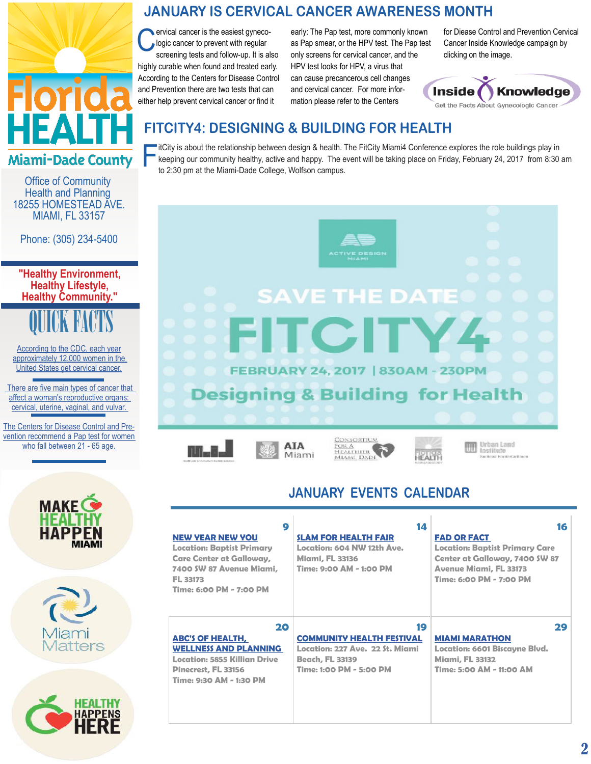Florida HEALTH

Miami-Dade County

Office of Community Health and Planning
18255 HOMESTEAD AVE.
MIAMI, FL 33157

Phone: (305) 234-5400

**"Healthy Environment, Healthy Lifestyle, Healthy Community."**

## QUICK FACTS

According to the CDC, each year approximately 12,000 women in the United States get cervical cancer.

There are five main types of cancer that affect a woman's reproductive organs: cervical, uterine, vaginal, and vulvar.

The Centers for Disease Control and Prevention recommend a Pap test for women who fall between 21 - 65 age.

MAKE HEALTHY HAPPEN MIAMI

Miami Matters

HEALTHY HAPPENS HERE

# JANUARY IS CERVICAL CANCER AWARENESS MONTH

Cervical cancer is the easiest gynecologic cancer to prevent with regular screening tests and follow-up. It is also highly curable when found and treated early. According to the Centers for Disease Control and Prevention there are two tests that can either help prevent cervical cancer or find it early: The Pap test, more commonly known as Pap smear, or the HPV test. The Pap test only screens for cervical cancer, and the HPV test looks for HPV, a virus that can cause precancerous cell changes and cervical cancer. For more information please refer to the Centers for Diease Control and Prevention Cervical Cancer Inside Knowledge campaign by clicking on the image.

Inside Knowledge
Get the Facts About Gynecologic Cancer

# FITCITY4: DESIGNING & BUILDING FOR HEALTH

FitCity is about the relationship between design & health. The FitCity Miami4 Conference explores the role buildings play in keeping our community healthy, active and happy. The event will be taking place on Friday, February 24, 2017 from 8:30 am to 2:30 pm at the Miami-Dade College, Wolfson campus.

ACTIVE DESIGN MIAMI

SAVE THE DATE

FITCITY4

FEBRUARY 24, 2017 | 830AM - 230PM

Designing & Building for Health

AIA Miami

Consortium for a Healthier Miami Dade

Florida HEALTH

Urban Land Institute

## JANUARY EVENTS CALENDAR

| | | |
|---|---|---|
| **9** **NEW YEAR NEW YOU** Location: Baptist Primary Care Center at Galloway, 7400 SW 87 Avenue Miami, FL 33173 Time: 6:00 PM - 7:00 PM | **14** **SLAM FOR HEALTH FAIR** Location: 604 NW 12th Ave. Miami, FL 33136 Time: 9:00 AM - 1:00 PM | **16** **FAD OR FACT** Location: Baptist Primary Care Center at Galloway, 7400 SW 87 Avenue Miami, FL 33173 Time: 6:00 PM - 7:00 PM |
| **20** **ABC'S OF HEALTH, WELLNESS AND PLANNING** Location: 5855 Killian Drive Pinecrest, FL 33156 Time: 9:30 AM - 1:30 PM | **19** **COMMUNITY HEALTH FESTIVAL** Location: 227 Ave. 22 St. Miami Beach, FL 33139 Time: 1:00 PM - 5:00 PM | **29** **MIAMI MARATHON** Location: 6601 Biscayne Blvd. Miami, FL 33132 Time: 5:00 AM - 11:00 AM |